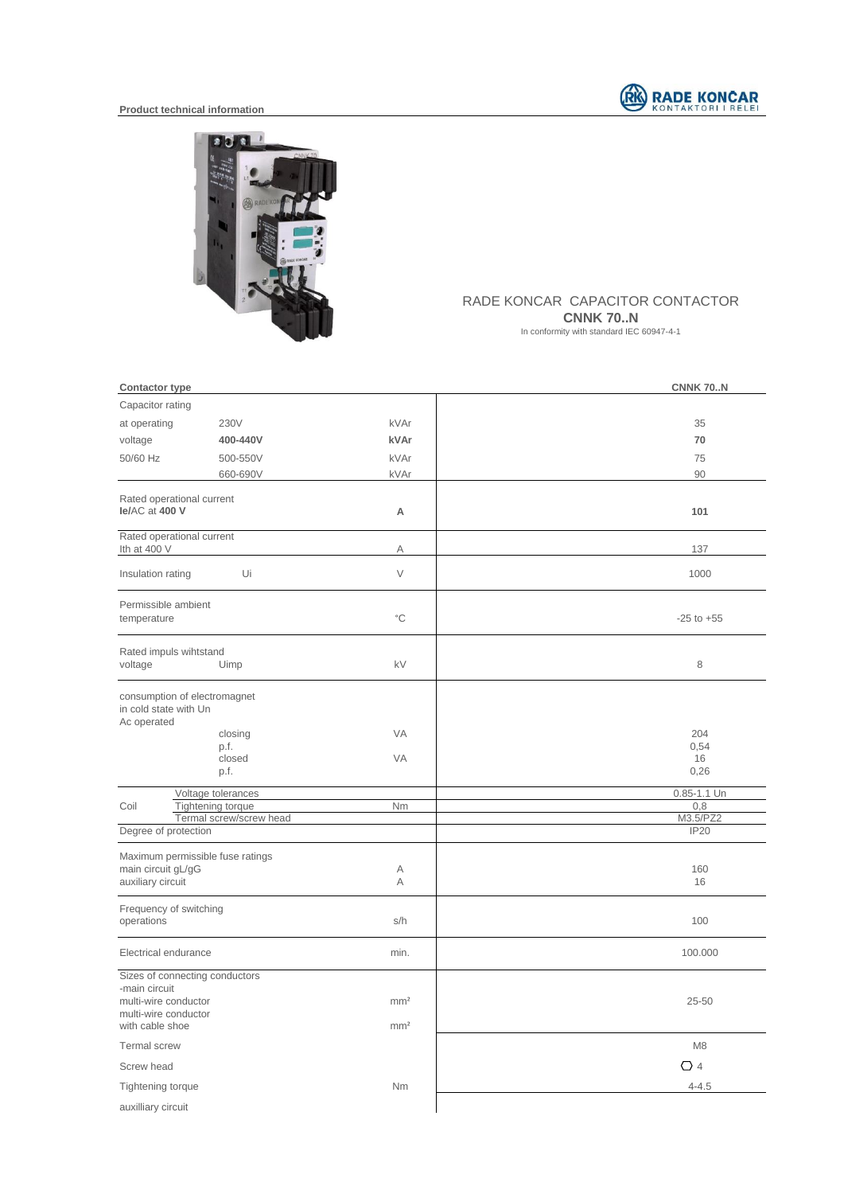**Product technical information**

RADE KONČAR
KONTAKTORI I RELEI

# RADE KONCAR CAPACITOR CONTACTOR

## CNNK 70..N

In conformity with standard IEC 60947-4-1

| Contactor type | | | CNNK 70..N |
|---|---|---|---|
| Capacitor rating | | | |
| at operating | 230V | kVAr | 35 |
| voltage | **400-440V** | **kVAr** | **70** |
| 50/60 Hz | 500-550V | kVAr | 75 |
| | 660-690V | kVAr | 90 |
| Rated operational current **Ie**/AC at **400 V** | | **A** | **101** |
| Rated operational current Ith at 400 V | | A | 137 |
| Insulation rating | Ui | V | 1000 |
| Permissible ambient temperature | | °C | -25 to +55 |
| Rated impuls wihtstand voltage | Uimp | kV | 8 |
| consumption of electromagnet in cold state with Un Ac operated | | | |
| | closing | VA | 204 |
| | p.f. | | 0,54 |
| | closed | VA | 16 |
| | p.f. | | 0,26 |
| Coil | Voltage tolerances | | 0.85-1.1 Un |
| | Tightening torque | Nm | 0,8 |
| | Termal screw/screw head | | M3.5/PZ2 |
| Degree of protection | | | IP20 |
| Maximum permissible fuse ratings | | | |
| main circuit gL/gG | | A | 160 |
| auxiliary circuit | | A | 16 |
| Frequency of switching operations | | s/h | 100 |
| Electrical endurance | | min. | 100.000 |
| Sizes of connecting conductors -main circuit multi-wire conductor | | mm² | 25-50 |
| multi-wire conductor with cable shoe | | mm² | |
| Termal screw | | | M8 |
| Screw head | | | ⬡ 4 |
| Tightening torque | | Nm | 4-4.5 |
| auxilliary circuit | | | |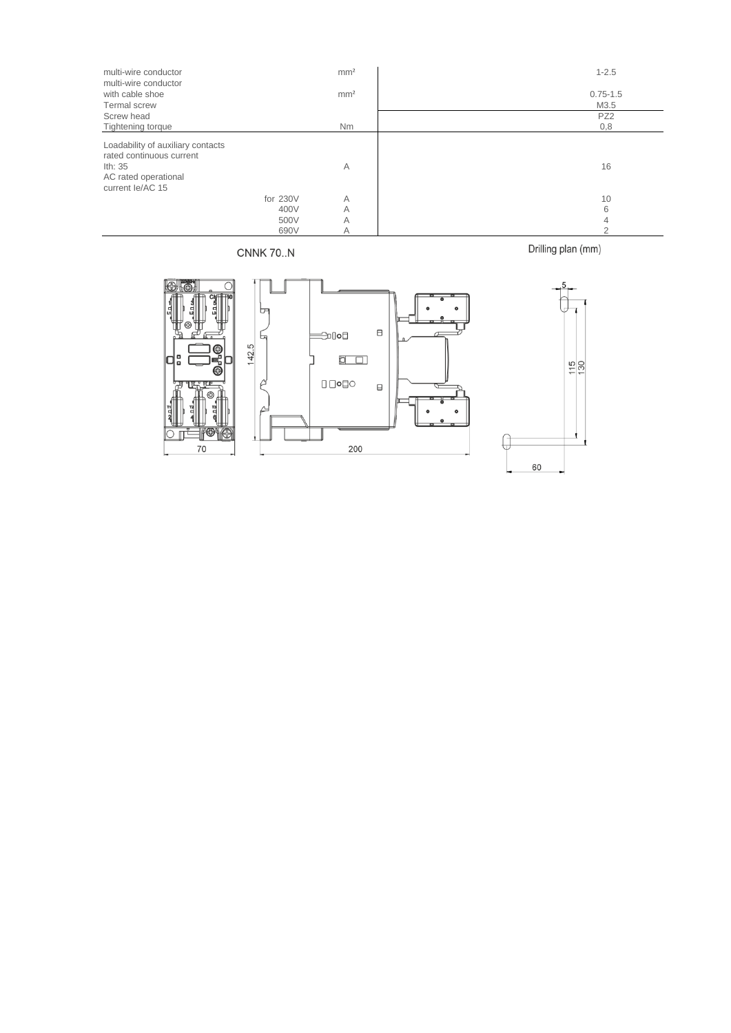| | | |
|---|---|---|
| multi-wire conductor | mm² | 1-2.5 |
| multi-wire conductor with cable shoe | mm² | 0.75-1.5 |
| Termal screw | | M3.5 |
| Screw head | | PZ2 |
| Tightening torque | Nm | 0,8 |
| Loadability of auxiliary contacts rated continuous current Ith: 35 | A | 16 |
| AC rated operational current Ie/AC 15 | | |
| for 230V | A | 10 |
| 400V | A | 6 |
| 500V | A | 4 |
| 690V | A | 2 |

CNNK 70..N

Drilling plan (mm)

70

142.5

200

5

115

130

60